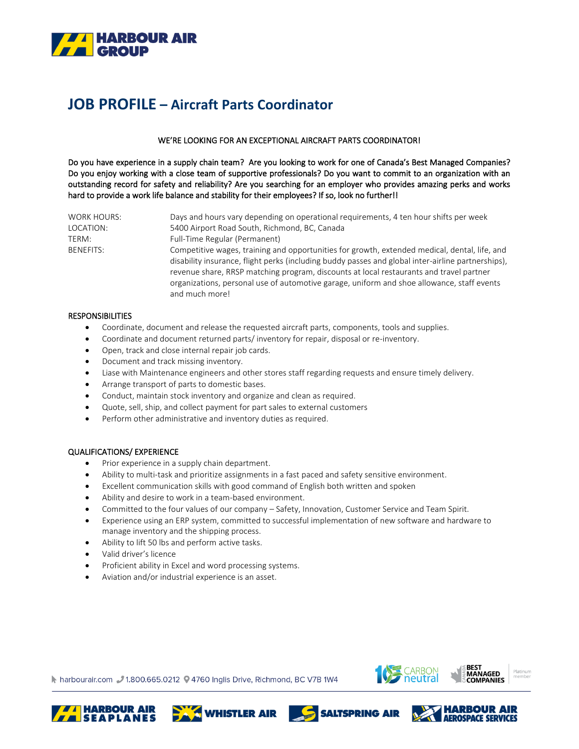# JOB PROFILE – Aircraft Parts Coordinator

WE'RE LOOKING FOR AN EXCEPTIONAL AIRCRAFT PARTS COORDINATOR!

Do you have experience in a supply chain team? Are you looking to work for one of Canada's Best Managed Companies? Do you enjoy working with a close team of supportive professionals? Do you want to commit to an organization with an outstanding record for safety and reliability? Are you searching for an employer who provides amazing perks and works hard to provide a work life balance and stability for their employees? If so, look no further!!

| | |
|---|---|
| WORK HOURS: | Days and hours vary depending on operational requirements, 4 ten hour shifts per week |
| LOCATION: | 5400 Airport Road South, Richmond, BC, Canada |
| TERM: | Full-Time Regular (Permanent) |
| BENEFITS: | Competitive wages, training and opportunities for growth, extended medical, dental, life, and disability insurance, flight perks (including buddy passes and global inter-airline partnerships), revenue share, RRSP matching program, discounts at local restaurants and travel partner organizations, personal use of automotive garage, uniform and shoe allowance, staff events and much more! |

## RESPONSIBILITIES

- Coordinate, document and release the requested aircraft parts, components, tools and supplies.
- Coordinate and document returned parts/ inventory for repair, disposal or re-inventory.
- Open, track and close internal repair job cards.
- Document and track missing inventory.
- Liase with Maintenance engineers and other stores staff regarding requests and ensure timely delivery.
- Arrange transport of parts to domestic bases.
- Conduct, maintain stock inventory and organize and clean as required.
- Quote, sell, ship, and collect payment for part sales to external customers
- Perform other administrative and inventory duties as required.

## QUALIFICATIONS/ EXPERIENCE

- Prior experience in a supply chain department.
- Ability to multi-task and prioritize assignments in a fast paced and safety sensitive environment.
- Excellent communication skills with good command of English both written and spoken
- Ability and desire to work in a team-based environment.
- Committed to the four values of our company – Safety, Innovation, Customer Service and Team Spirit.
- Experience using an ERP system, committed to successful implementation of new software and hardware to manage inventory and the shipping process.
- Ability to lift 50 lbs and perform active tasks.
- Valid driver's licence
- Proficient ability in Excel and word processing systems.
- Aviation and/or industrial experience is an asset.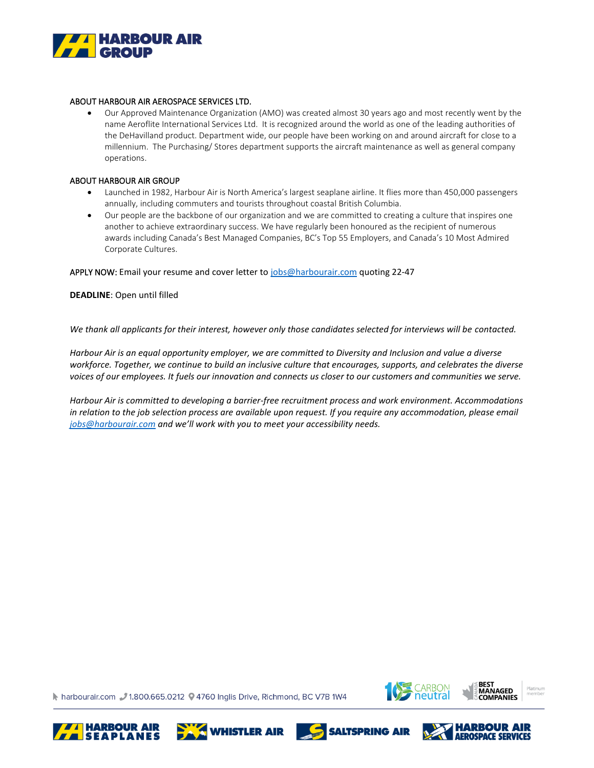## ABOUT HARBOUR AIR AEROSPACE SERVICES LTD.

- Our Approved Maintenance Organization (AMO) was created almost 30 years ago and most recently went by the name Aeroflite International Services Ltd. It is recognized around the world as one of the leading authorities of the DeHavilland product. Department wide, our people have been working on and around aircraft for close to a millennium. The Purchasing/ Stores department supports the aircraft maintenance as well as general company operations.

## ABOUT HARBOUR AIR GROUP

- Launched in 1982, Harbour Air is North America's largest seaplane airline. It flies more than 450,000 passengers annually, including commuters and tourists throughout coastal British Columbia.
- Our people are the backbone of our organization and we are committed to creating a culture that inspires one another to achieve extraordinary success. We have regularly been honoured as the recipient of numerous awards including Canada's Best Managed Companies, BC's Top 55 Employers, and Canada's 10 Most Admired Corporate Cultures.

APPLY NOW: Email your resume and cover letter to jobs@harbourair.com quoting 22-47

**DEADLINE**: Open until filled

*We thank all applicants for their interest, however only those candidates selected for interviews will be contacted.*

*Harbour Air is an equal opportunity employer, we are committed to Diversity and Inclusion and value a diverse workforce. Together, we continue to build an inclusive culture that encourages, supports, and celebrates the diverse voices of our employees. It fuels our innovation and connects us closer to our customers and communities we serve.*

*Harbour Air is committed to developing a barrier-free recruitment process and work environment. Accommodations in relation to the job selection process are available upon request. If you require any accommodation, please email jobs@harbourair.com and we'll work with you to meet your accessibility needs.*